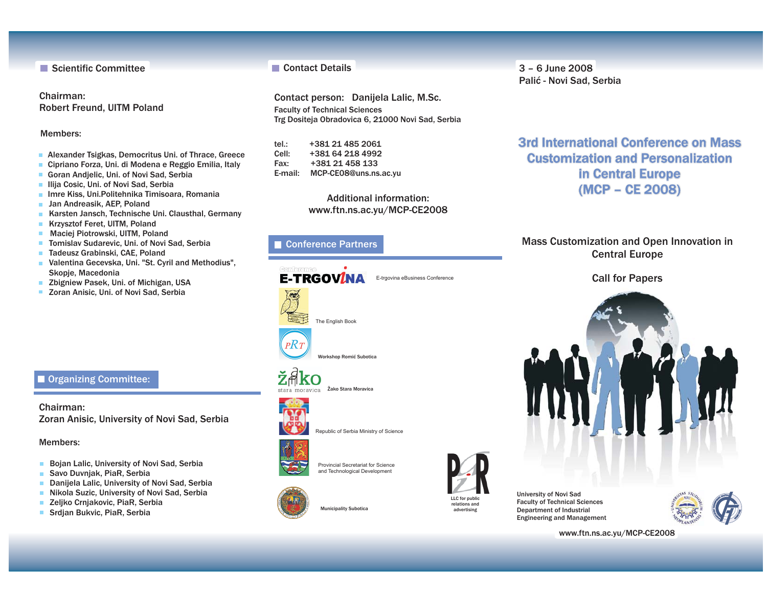## Scientific Committee

Chairman:
Robert Freund, UITM Poland

Members:

- Alexander Tsigkas, Democritus Uni. of Thrace, Greece
- Cipriano Forza, Uni. di Modena e Reggio Emilia, Italy
- Goran Andjelic, Uni. of Novi Sad, Serbia
- Ilija Cosic, Uni. of Novi Sad, Serbia
- Imre Kiss, Uni.Politehnika Timisoara, Romania
- Jan Andreasik, AEP, Poland
- Karsten Jansch, Technische Uni. Clausthal, Germany
- Krzysztof Feret, UITM, Poland
- Maciej Piotrowski, UITM, Poland
- Tomislav Sudarevic, Uni. of Novi Sad, Serbia
- Tadeusz Grabinski, CAE, Poland
- Valentina Gecevska, Uni. "St. Cyril and Methodius", Skopje, Macedonia
- Zbigniew Pasek, Uni. of Michigan, USA
- Zoran Anisic, Uni. of Novi Sad, Serbia

## Organizing Committee:

Chairman:
Zoran Anisic, University of Novi Sad, Serbia

Members:

- Bojan Lalic, University of Novi Sad, Serbia
- Savo Duvnjak, PiaR, Serbia
- Danijela Lalic, University of Novi Sad, Serbia
- Nikola Suzic, University of Novi Sad, Serbia
- Zeljko Crnjakovic, PiaR, Serbia
- Srdjan Bukvic, PiaR, Serbia

## Contact Details

Contact person: Danijela Lalic, M.Sc.
Faculty of Technical Sciences
Trg Dositeja Obradovica 6, 21000 Novi Sad, Serbia

tel.: +381 21 485 2061
Cell: +381 64 218 4992
Fax: +381 21 458 133
E-mail: MCP-CE08@uns.ns.ac.yu

Additional information:
www.ftn.ns.ac.yu/MCP-CE2008

## Conference Partners

- E-trgovina eBusiness Conference
- The English Book
- Workshop Romić Subotica
- Žako Stara Moravica
- Republic of Serbia Ministry of Science
- Provincial Secretariat for Science and Technological Development
- Municipality Subotica
- PiaR – LLC for public relations and advertising

3 – 6 June 2008
Palić - Novi Sad, Serbia

# 3rd International Conference on Mass Customization and Personalization in Central Europe (MCP – CE 2008)

Mass Customization and Open Innovation in Central Europe

Call for Papers

University of Novi Sad
Faculty of Technical Sciences
Department of Industrial Engineering and Management

www.ftn.ns.ac.yu/MCP-CE2008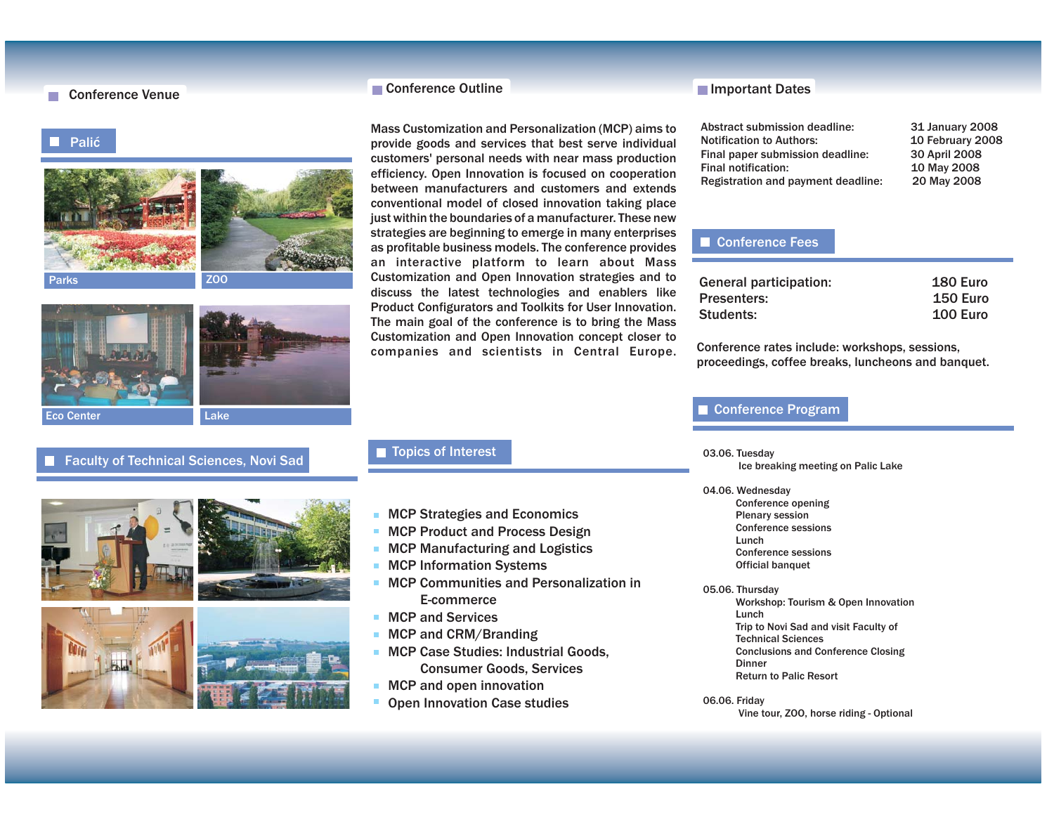## Conference Venue

### Palić

Parks

ZOO

Eco Center

Lake

### Faculty of Technical Sciences, Novi Sad

## Conference Outline

Mass Customization and Personalization (MCP) aims to provide goods and services that best serve individual customers' personal needs with near mass production efficiency. Open Innovation is focused on cooperation between manufacturers and customers and extends conventional model of closed innovation taking place just within the boundaries of a manufacturer. These new strategies are beginning to emerge in many enterprises as profitable business models. The conference provides an interactive platform to learn about Mass Customization and Open Innovation strategies and to discuss the latest technologies and enablers like Product Configurators and Toolkits for User Innovation. The main goal of the conference is to bring the Mass Customization and Open Innovation concept closer to companies and scientists in Central Europe.

## Topics of Interest

- MCP Strategies and Economics
- MCP Product and Process Design
- MCP Manufacturing and Logistics
- MCP Information Systems
- MCP Communities and Personalization in E-commerce
- MCP and Services
- MCP and CRM/Branding
- MCP Case Studies: Industrial Goods, Consumer Goods, Services
- MCP and open innovation
- Open Innovation Case studies

## Important Dates

| | |
|---|---|
| Abstract submission deadline: | 31 January 2008 |
| Notification to Authors: | 10 February 2008 |
| Final paper submission deadline: | 30 April 2008 |
| Final notification: | 10 May 2008 |
| Registration and payment deadline: | 20 May 2008 |

## Conference Fees

| | |
|---|---|
| General participation: | 180 Euro |
| Presenters: | 150 Euro |
| Students: | 100 Euro |

Conference rates include: workshops, sessions, proceedings, coffee breaks, luncheons and banquet.

## Conference Program

03.06. Tuesday
- Ice breaking meeting on Palic Lake

04.06. Wednesday
- Conference opening
- Plenary session
- Conference sessions
- Lunch
- Conference sessions
- Official banquet

05.06. Thursday
- Workshop: Tourism & Open Innovation
- Lunch
- Trip to Novi Sad and visit Faculty of Technical Sciences
- Conclusions and Conference Closing
- Dinner
- Return to Palic Resort

06.06. Friday
- Vine tour, ZOO, horse riding - Optional